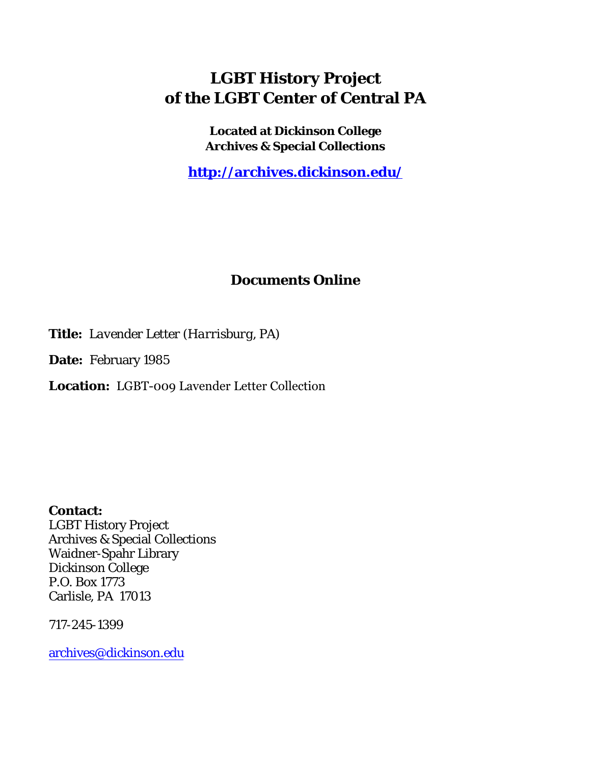# LGBT History Project of the LGBT Center of Central PA

**Located at Dickinson College Archives & Special Collections**

**http://archives.dickinson.edu/**

## Documents Online

**Title:** *Lavender Letter (Harrisburg, PA)*

**Date:** February 1985

**Location:** LGBT-009 Lavender Letter Collection

**Contact:**
LGBT History Project
Archives & Special Collections
Waidner-Spahr Library
Dickinson College
P.O. Box 1773
Carlisle, PA 17013

717-245-1399

archives@dickinson.edu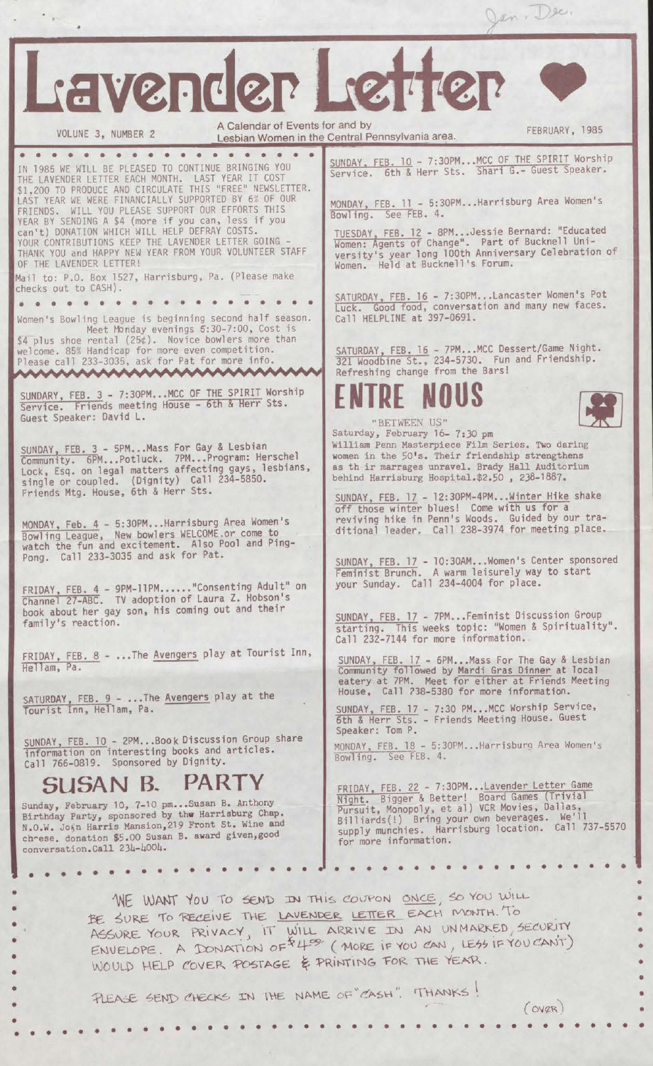Jan. Dec.

# Lavender Letter

VOLUNE 3, NUMBER 2 — A Calendar of Events for and by Lesbian Women in the Central Pennsylvania area. — FEBRUARY, 1985

IN 1985 WE WILL BE PLEASED TO CONTINUE BRINGING YOU THE LAVENDER LETTER EACH MONTH. LAST YEAR IT COST $1,200 TO PRODUCE AND CIRCULATE THIS "FREE" NEWSLETTER. LAST YEAR WE WERE FINANCIALLY SUPPORTED BY 6% OF OUR FRIENDS. WILL YOU PLEASE SUPPORT OUR EFFORTS THIS YEAR BY SENDING A $4 (more if you can, less if you can't) DONATION WHICH WILL HELP DEFRAY COSTS. YOUR CONTRIBUTIONS KEEP THE LAVENDER LETTER GOING - THANK YOU and HAPPY NEW YEAR FROM YOUR VOLUNTEER STAFF OF THE LAVENDER LETTER!

Mail to: P.O. Box 1527, Harrisburg, Pa. (Please make checks out to CASH).

Women's Bowling League is beginning second half season. Meet Monday evenings 5:30-7:00, Cost is $4 plus shoe rental (25¢). Novice bowlers more than welcome. 85% Handicap for more even competition. Please call 233-3035, ask for Pat for more info.

SUNDARY, FEB. 3 - 7:30PM...MCC OF THE SPIRIT Worship Service. Friends meeting House - 6th & Herr Sts. Guest Speaker: David L.

SUNDAY, FEB. 3 - 5PM...Mass For Gay & Lesbian Community. 6PM...Potluck. 7PM...Program: Herschel Lock, Esq. on legal matters affecting gays, lesbians, single or coupled. (Dignity) Call 234-5850. Friends Mtg. House, 6th & Herr Sts.

MONDAY, Feb. 4 - 5:30PM...Harrisburg Area Women's Bowling League, New bowlers WELCOME or come to watch the fun and excitement. Also Pool and Ping-Pong. Call 233-3035 and ask for Pat.

FRIDAY, FEB. 4 - 9PM-11PM......"Consenting Adult" on Channel 27-ABC. TV adoption of Laura Z. Hobson's book about her gay son, his coming out and their family's reaction.

FRIDAY, FEB. 8 - ...The Avengers play at Tourist Inn, Hellam, Pa.

SATURDAY, FEB. 9 - ...The Avengers play at the Tourist Inn, Hellam, Pa.

SUNDAY, FEB. 10 - 2PM...Book Discussion Group share information on interesting books and articles. Call 766-0819. Sponsored by Dignity.

## SUSAN B. PARTY

Sunday, February 10, 7-10 pm...Susan B. Anthony Birthday Party, sponsored by thw Harrisburg Chap. N.O.W. John Harris Mansion, 219 Front St. Wine and cheese. donation $5.00 Susan B. award given, good conversation. Call 234-4004.

SUNDAY, FEB. 10 - 7:30PM...MCC OF THE SPIRIT Worship Service. 6th & Herr Sts. Shari G.- Guest Speaker.

MONDAY, FEB. 11 - 5:30PM...Harrisburg Area Women's Bowling. See FEB. 4.

TUESDAY, FEB. 12 - 8PM...Jessie Bernard: "Educated Women: Agents of Change". Part of Bucknell University's year long 100th Anniversary Celebration of Women. Held at Bucknell's Forum.

SATURDAY, FEB. 16 - 7:30PM...Lancaster Women's Pot Luck. Good food, conversation and many new faces. Call HELPLINE at 397-0691.

SATURDAY, FEB. 16 - 7PM...MCC Dessert/Game Night. 321 Woodbine St., 234-5730. Fun and Friendship. Refreshing change from the Bars!

## ENTRE NOUS

"BETWEEN US"

Saturday, February 16- 7:30 pm

William Penn Masterpiece Film Series. Two daring women in the 50's. Their friendship strengthens as th ir marriages unravel. Brady Hall Auditorium behind Harrisburg Hospital.$2.50 , 238-1887.

SUNDAY, FEB. 17 - 12:30PM-4PM...Winter Hike shake off those winter blues! Come with us for a reviving hike in Penn's Woods. Guided by our traditional leader. Call 238-3974 for meeting place.

SUNDAY, FEB. 17 - 10:30AM...Women's Center sponsored Feminist Brunch. A warm leisurely way to start your Sunday. Call 234-4004 for place.

SUNDAY, FEB. 17 - 7PM...Feminist Discussion Group starting. This weeks topic: "Women & Spirituality". Call 232-7144 for more information.

SUNDAY, FEB. 17 - 6PM...Mass For The Gay & Lesbian Community followed by Mardi Gras Dinner at local eatery at 7PM. Meet for either at Friends Meeting House, Call 238-5380 for more information.

SUNDAY, FEB. 17 - 7:30 PM...MCC Worship Service, 6th & Herr Sts. - Friends Meeting House. Guest Speaker: Tom P.

MONDAY, FEB. 18 - 5:30PM...Harrisburg Area Women's Bowling. See FEB. 4.

FRIDAY, FEB. 22 - 7:30PM...Lavender Letter Game Night. Bigger & Better! Board Games (Trivial Pursuit, Monopoly, et al) VCR Movies, Dallas, Billiards(!) Bring your own beverages. We'll supply munchies. Harrisburg location. Call 737-5570 for more information.

WE WANT YOU TO SEND IN THIS COUPON ONCE, SO YOU WILL BE SURE TO RECEIVE THE LAVENDER LETTER EACH MONTH. TO ASSURE YOUR PRIVACY, IT WILL ARRIVE IN AN UNMARKED, SECURITY ENVELOPE. A DONATION OF $4.00 (MORE IF YOU CAN, LESS IF YOU CAN'T) WOULD HELP COVER POSTAGE & PRINTING FOR THE YEAR.

PLEASE SEND CHECKS IN THE NAME OF "CASH". THANKS!

(OVER)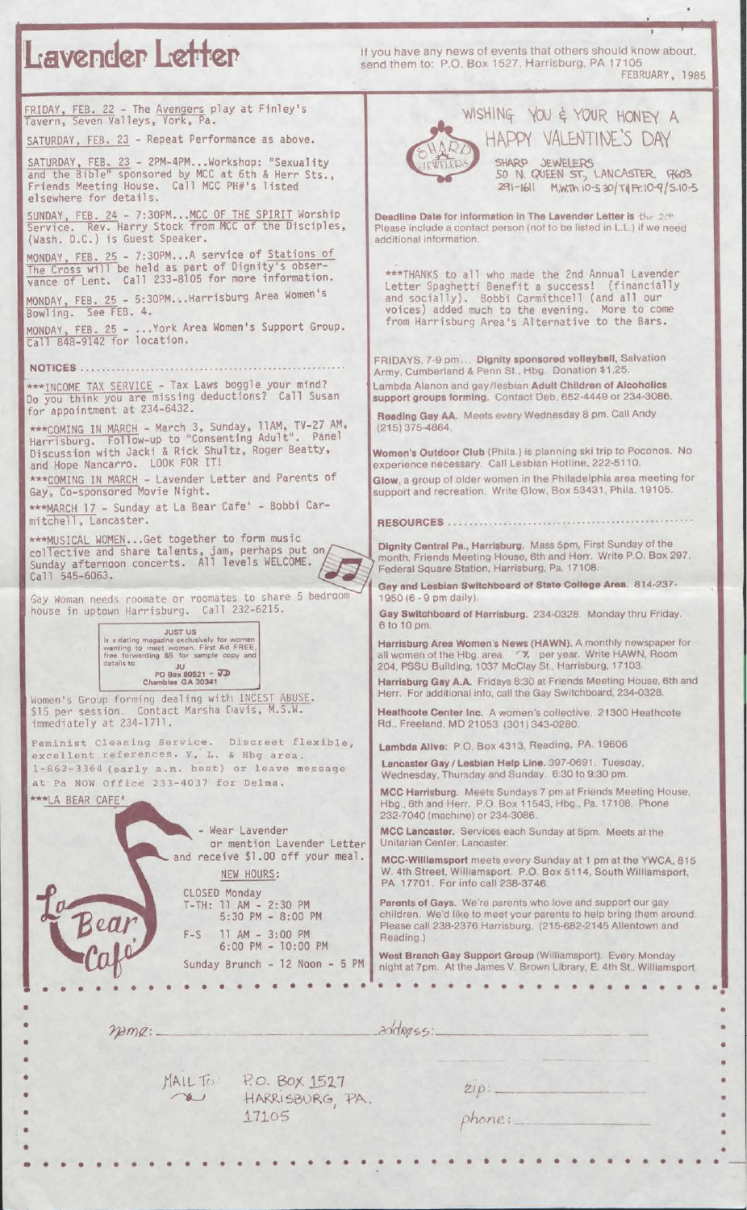# Lavender Letter

If you have any news of events that others should know about, send them to: P.O. Box 1527, Harrisburg, PA 17105

FEBRUARY, 1985

FRIDAY, FEB. 22 - The Avengers play at Finley's Tavern, Seven Valleys, York, Pa.

SATURDAY, FEB. 23 - Repeat Performance as above.

SATURDAY, FEB. 23 - 2PM-4PM...Workshop: "Sexuality and the Bible" sponsored by MCC at 6th & Herr Sts., Friends Meeting House. Call MCC PH#'s listed elsewhere for details.

SUNDAY, FEB. 24 - 7:30PM...MCC OF THE SPIRIT Worship Service. Rev. Harry Stock from MCC of the Disciples, (Wash. D.C.) is Guest Speaker.

MONDAY, FEB. 25 - 7:30PM...A service of Stations of The Cross will be held as part of Dignity's observance of Lent. Call 233-8105 for more information.

MONDAY, FEB. 25 - 5:30PM...Harrisburg Area Women's Bowling. See FEB. 4.

MONDAY, FEB. 25 - ...York Area Women's Support Group. Call 848-9142 for location.

## NOTICES

***INCOME TAX SERVICE - Tax Laws boggle your mind? Do you think you are missing deductions? Call Susan for appointment at 234-6432.

***COMING IN MARCH - March 3, Sunday, 11AM, TV-27 AM, Harrisburg. Follow-up to "Consenting Adult". Panel Discussion with Jacki & Rick Shultz, Roger Beatty, and Hope Nancarro. LOOK FOR IT!

***COMING IN MARCH - Lavender Letter and Parents of Gay, Co-sponsored Movie Night.

***MARCH 17 - Sunday at La Bear Cafe' - Bobbi Carmitchell, Lancaster.

***MUSICAL WOMEN...Get together to form music collective and share talents, jam, perhaps put on Sunday afternoon concerts. All levels WELCOME. Call 545-6063.

Gay Woman needs roomate or roomates to share 5 bedroom house in uptown Harrisburg. Call 232-6215.

JUST US is a dating magazine exclusively for women wanting to meet women. First Ad FREE, free forwarding $5 for sample copy and details to JU PO Box 80521 - JD Chamblee GA 30341

Women's Group forming dealing with INCEST ABUSE. $15 per session. Contact Marsha Davis, M.S.W. immediately at 234-1711.

Feminist Cleaning Service. Discreet flexible, excellent references. Y, L. & Hbg area. 1-862-3364 (early a.m. best) or leave message at Pa NOW Office 233-4037 for Delma.

***LA BEAR CAFE'

La Bear Cafe'

- Wear Lavender or mention Lavender Letter and receive $1.00 off your meal.

NEW HOURS:

CLOSED Monday
T-TH: 11 AM - 2:30 PM
5:30 PM - 8:00 PM
F-S 11 AM - 3:00 PM
6:00 PM - 10:00 PM
Sunday Brunch - 12 Noon - 5 PM

WISHING YOU & YOUR HONEY A HAPPY VALENTINE'S DAY

SHARP JEWELERS
50 N. QUEEN ST, LANCASTER 17603
291-1611 M.W.Th 10-5:30/T&Fr.10-9/S.10-5

**Deadline Date for information in The Lavender Letter is** the 20th. Please include a contact person (not to be listed in L.L.) if we need additional information.

***THANKS to all who made the 2nd Annual Lavender Letter Spaghetti Benefit a success! (financially and socially). Bobbi Carmithcell (and all our voices) added much to the evening. More to come from Harrisburg Area's Alternative to the Bars.

FRIDAYS, 7-9 pm... **Dignity sponsored volleyball**, Salvation Army, Cumberland & Penn St., Hbg. Donation $1.25.

Lambda Alanon and gay/lesbian **Adult Children of Alcoholics** support groups forming. Contact Deb, 652-4449 or 234-3086.

**Reading Gay AA.** Meets every Wednesday 8 pm. Call Andy (215) 375-4864.

**Women's Outdoor Club** (Phila.) is planning ski trip to Poconos. No experience necessary. Call Lesbian Hotline, 222-5110.

**Glow**, a group of older women in the Philadelphia area meeting for support and recreation. Write Glow, Box 53431, Phila. 19105.

## RESOURCES

**Dignity Central Pa., Harrisburg.** Mass 5pm, First Sunday of the month, Friends Meeting House, 6th and Herr. Write P.O. Box 297, Federal Square Station, Harrisburg, Pa. 17108.

**Gay and Lesbian Switchboard of State College Area.** 814-237-1950 (6 - 9 pm daily).

**Gay Switchboard of Harrisburg.** 234-0328. Monday thru Friday. 6 to 10 pm.

**Harrisburg Area Women's News (HAWN).** A monthly newspaper for all women of the Hbg. area. $7 per year. Write HAWN, Room 204, PSSU Building, 1037 McClay St., Harrisburg, 17103.

**Harrisburg Gay A.A.** Fridays 8:30 at Friends Meeting House, 6th and Herr. For additional info, call the Gay Switchboard, 234-0328.

**Heathcote Center Inc.** A women's collective. 21300 Heathcote Rd., Freeland, MD 21053 (301) 343-0280.

**Lambda Alive:** P.O. Box 4313, Reading, PA. 19606

**Lancaster Gay / Lesbian Help Line.** 397-0691. Tuesday, Wednesday, Thursday and Sunday. 6:30 to 9:30 pm.

**MCC Harrisburg.** Meets Sundays 7 pm at Friends Meeting House, Hbg., 6th and Herr. P.O. Box 11543, Hbg., Pa. 17108. Phone 232-7040 (machine) or 234-3086.

**MCC Lancaster.** Services each Sunday at 5pm. Meets at the Unitarian Center, Lancaster.

**MCC-Williamsport** meets every Sunday at 1 pm at the YWCA, 815 W. 4th Street, Williamsport. P.O. Box 5114, South Williamsport, PA 17701. For info call 238-3746.

**Parents of Gays.** We're parents who love and support our gay children. We'd like to meet your parents to help bring them around. Please call 238-2376 Harrisburg. (215-682-2145 Allentown and Reading.)

**West Branch Gay Support Group** (Williamsport). Every Monday night at 7pm. At the James V. Brown Library, E. 4th St., Williamsport.

name: ______________________ address: ______________________

MAIL TO: P.O. BOX 1527
HARRISBURG, PA.
17105

zip: ________
phone: ________